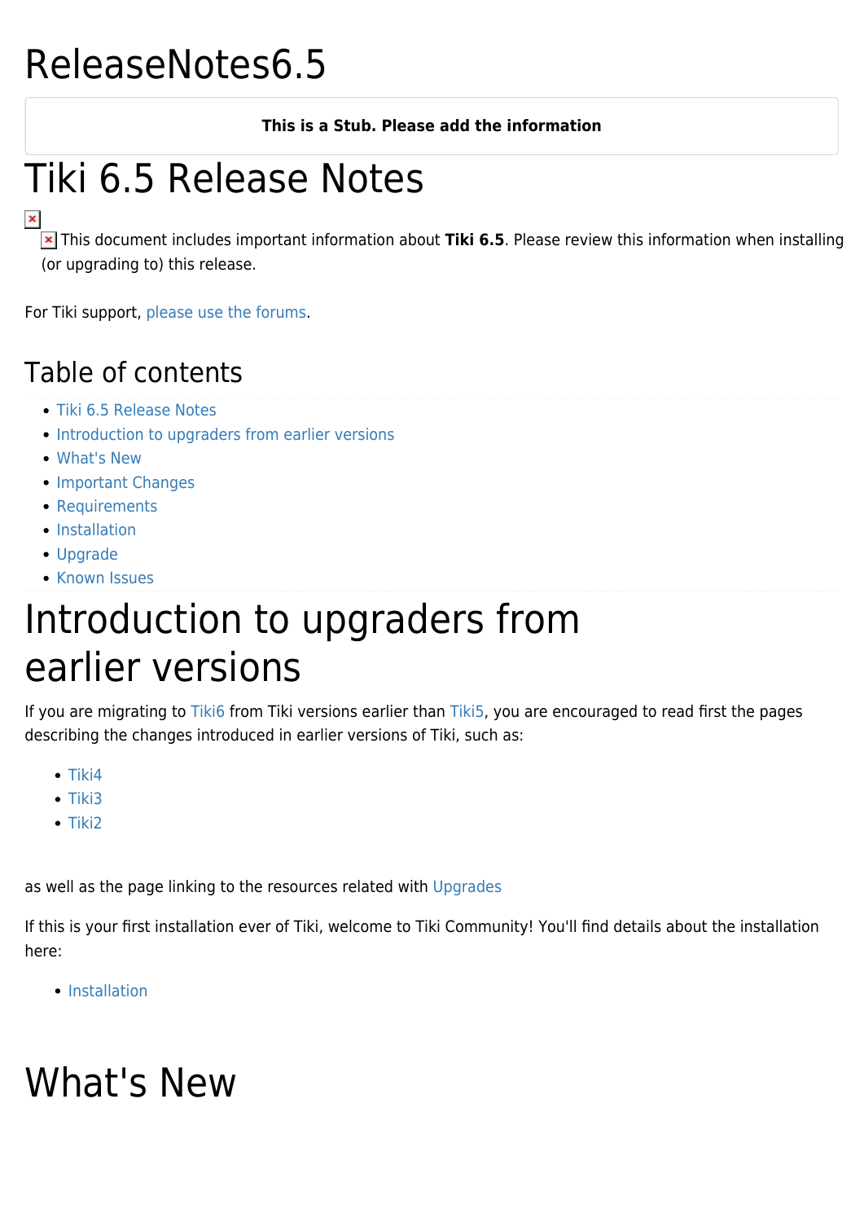# ReleaseNotes6.5

**This is a Stub. Please add the information**

# Tiki 6.5 Release Notes

This document includes important information about **Tiki 6.5**. Please review this information when installing (or upgrading to) this release.

For Tiki support, please use the forums.

## Table of contents

- Tiki 6.5 Release Notes
- Introduction to upgraders from earlier versions
- What's New
- Important Changes
- Requirements
- Installation
- Upgrade
- Known Issues

# Introduction to upgraders from earlier versions

If you are migrating to Tiki6 from Tiki versions earlier than Tiki5, you are encouraged to read first the pages describing the changes introduced in earlier versions of Tiki, such as:

- Tiki4
- Tiki3
- Tiki2

as well as the page linking to the resources related with Upgrades

If this is your first installation ever of Tiki, welcome to Tiki Community! You'll find details about the installation here:

- Installation

# What's New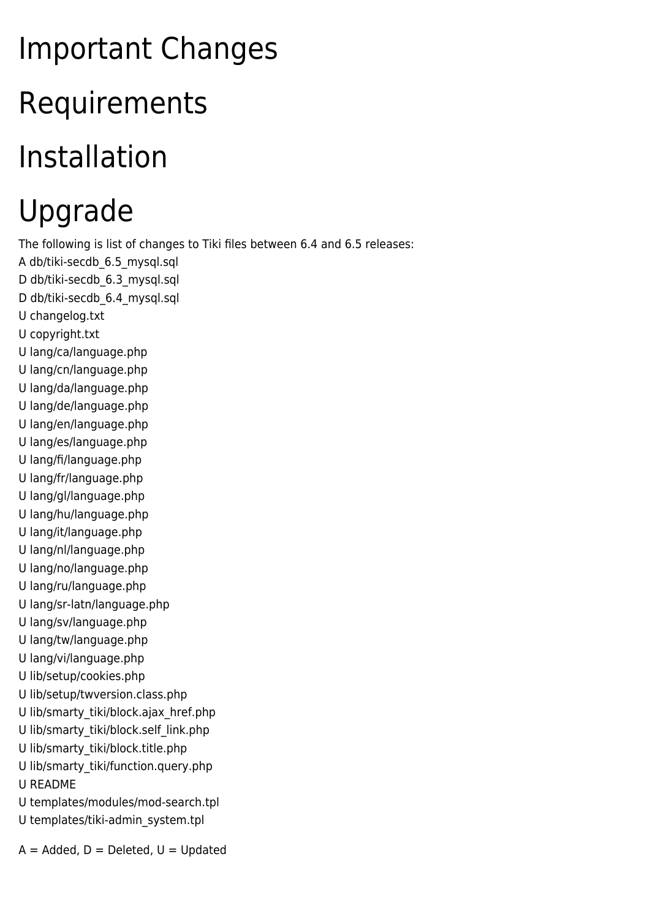# Important Changes

# Requirements

# Installation

# Upgrade

The following is list of changes to Tiki files between 6.4 and 6.5 releases:

A db/tiki-secdb_6.5_mysql.sql
D db/tiki-secdb_6.3_mysql.sql
D db/tiki-secdb_6.4_mysql.sql
U changelog.txt
U copyright.txt
U lang/ca/language.php
U lang/cn/language.php
U lang/da/language.php
U lang/de/language.php
U lang/en/language.php
U lang/es/language.php
U lang/fi/language.php
U lang/fr/language.php
U lang/gl/language.php
U lang/hu/language.php
U lang/it/language.php
U lang/nl/language.php
U lang/no/language.php
U lang/ru/language.php
U lang/sr-latn/language.php
U lang/sv/language.php
U lang/tw/language.php
U lang/vi/language.php
U lib/setup/cookies.php
U lib/setup/twversion.class.php
U lib/smarty_tiki/block.ajax_href.php
U lib/smarty_tiki/block.self_link.php
U lib/smarty_tiki/block.title.php
U lib/smarty_tiki/function.query.php
U README
U templates/modules/mod-search.tpl
U templates/tiki-admin_system.tpl

A = Added, D = Deleted, U = Updated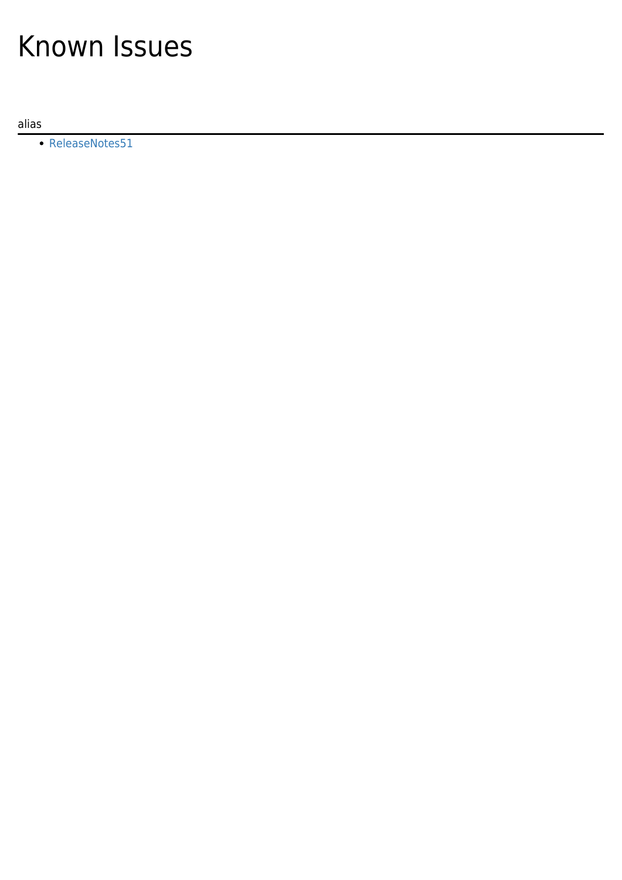# Known Issues

alias

- ReleaseNotes51